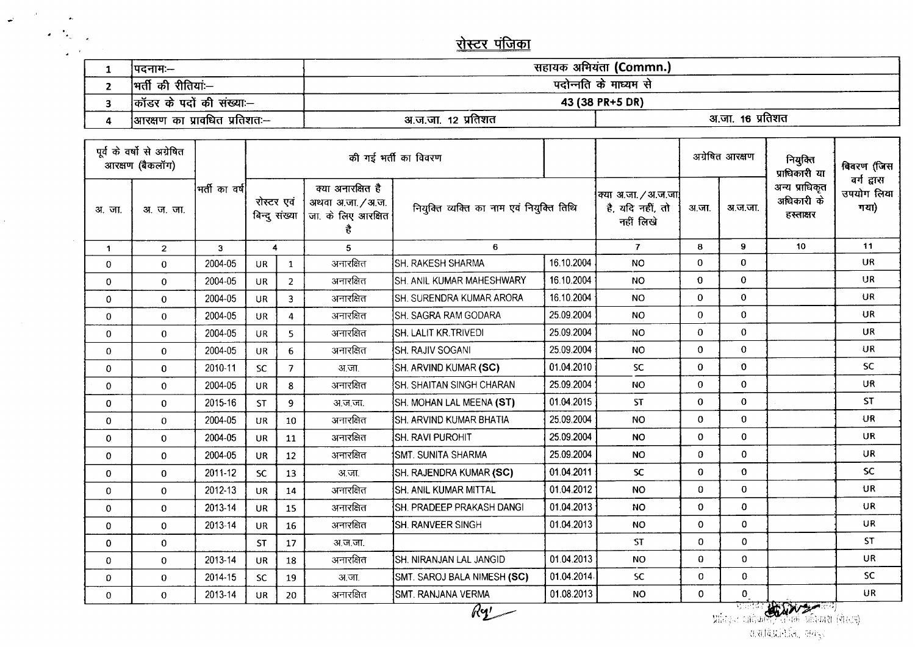# रोस्टर पंजिका

| | | | |
|---|---|---|---|
| 1 | पदनामः– | सहायक अभियंता (Commn.) | |
| 2 | भर्ती की रीतियां:– | पदोन्नति के माध्यम से | |
| 3 | कॉडर के पदों की संख्याः– | 43 (38 PR+5 DR) | |
| 4 | आरक्षण का प्रावधित प्रतिशतः– | अ.ज.जा. 12 प्रतिशत | अ.जा. 16 प्रतिशत |

| पूर्व के वर्षो से अग्रेषित आरक्षण (बैकलॉग) | | भर्ती का वर्ष | की गई भर्ती का विवरण | | | | | | अग्रेषित आरक्षण | | नियुक्ति प्राधिकारी या अन्य प्राधिकृत अधिकारी के हस्ताक्षर | विवरण (जिस वर्ग द्वारा उपयोग लिया गया) |
|---|---|---|---|---|---|---|---|---|---|---|---|---|
| अ. जा. | अ. ज. जा. | | रोस्टर एवं बिन्दु संख्या | | क्या अनारक्षित है अथवा अ.जा./अ.ज.जा. के लिए आरक्षित है | नियुक्त व्यक्ति का नाम एवं नियुक्ति तिथि | | क्या अ.जा./अ.ज.जा. है, यदि नहीं, तो नहीं लिखे | अ.जा. | अ.ज.जा. | | |
| 1 | 2 | 3 | 4 | | 5 | 6 | | 7 | 8 | 9 | 10 | 11 |
| 0 | 0 | 2004-05 | UR | 1 | अनारक्षित | SH. RAKESH SHARMA | 16.10.2004 | NO | 0 | 0 | | UR |
| 0 | 0 | 2004-05 | UR | 2 | अनारक्षित | SH. ANIL KUMAR MAHESHWARY | 16.10.2004 | NO | 0 | 0 | | UR |
| 0 | 0 | 2004-05 | UR | 3 | अनारक्षित | SH. SURENDRA KUMAR ARORA | 16.10.2004 | NO | 0 | 0 | | UR |
| 0 | 0 | 2004-05 | UR | 4 | अनारक्षित | SH. SAGRA RAM GODARA | 25.09.2004 | NO | 0 | 0 | | UR |
| 0 | 0 | 2004-05 | UR | 5 | अनारक्षित | SH. LALIT KR.TRIVEDI | 25.09.2004 | NO | 0 | 0 | | UR |
| 0 | 0 | 2004-05 | UR | 6 | अनारक्षित | SH. RAJIV SOGANI | 25.09.2004 | NO | 0 | 0 | | UR |
| 0 | 0 | 2010-11 | SC | 7 | अ.जा. | SH. ARVIND KUMAR **(SC)** | 01.04.2010 | SC | 0 | 0 | | SC |
| 0 | 0 | 2004-05 | UR | 8 | अनारक्षित | SH. SHAITAN SINGH CHARAN | 25.09.2004 | NO | 0 | 0 | | UR |
| 0 | 0 | 2015-16 | ST | 9 | अ.ज.जा. | SH. MOHAN LAL MEENA **(ST)** | 01.04.2015 | ST | 0 | 0 | | ST |
| 0 | 0 | 2004-05 | UR | 10 | अनारक्षित | SH. ARVIND KUMAR BHATIA | 25.09.2004 | NO | 0 | 0 | | UR |
| 0 | 0 | 2004-05 | UR | 11 | अनारक्षित | SH. RAVI PUROHIT | 25.09.2004 | NO | 0 | 0 | | UR |
| 0 | 0 | 2004-05 | UR | 12 | अनारक्षित | SMT. SUNITA SHARMA | 25.09.2004 | NO | 0 | 0 | | UR |
| 0 | 0 | 2011-12 | SC | 13 | अ.जा. | SH. RAJENDRA KUMAR **(SC)** | 01.04.2011 | SC | 0 | 0 | | SC |
| 0 | 0 | 2012-13 | UR | 14 | अनारक्षित | SH. ANIL KUMAR MITTAL | 01.04.2012 | NO | 0 | 0 | | UR |
| 0 | 0 | 2013-14 | UR | 15 | अनारक्षित | SH. PRADEEP PRAKASH DANGI | 01.04.2013 | NO | 0 | 0 | | UR |
| 0 | 0 | 2013-14 | UR | 16 | अनारक्षित | SH. RANVEER SINGH | 01.04.2013 | NO | 0 | 0 | | UR |
| 0 | 0 | | ST | 17 | अ.ज.जा. | | | ST | 0 | 0 | | ST |
| 0 | 0 | 2013-14 | UR | 18 | अनारक्षित | SH. NIRANJAN LAL JANGID | 01.04.2013 | NO | 0 | 0 | | UR |
| 0 | 0 | 2014-15 | SC | 19 | अ.जा. | SMT. SAROJ BALA NIMESH **(SC)** | 01.04.2014 | SC | 0 | 0 | | SC |
| 0 | 0 | 2013-14 | UR | 20 | अनारक्षित | SMT. RANJANA VERMA | 01.08.2013 | NO | 0 | 0 | | UR |

प्राधिकृत अधिकारी (मुख्य अभियंता (विधुत))
रा.रा.वि.प्र.नि.लि., जयपुर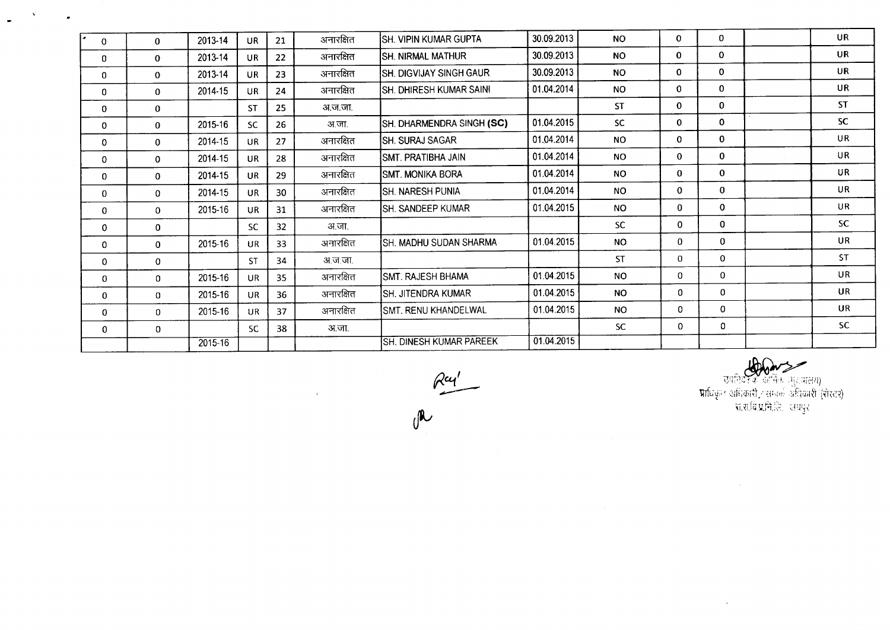| | | | | | | | | | | | | |
|---|---|---|---|---|---|---|---|---|---|---|---|---|
| 0 | 0 | 2013-14 | UR | 21 | अनारक्षित | SH. VIPIN KUMAR GUPTA | 30.09.2013 | NO | 0 | 0 | | UR |
| 0 | 0 | 2013-14 | UR | 22 | अनारक्षित | SH. NIRMAL MATHUR | 30.09.2013 | NO | 0 | 0 | | UR |
| 0 | 0 | 2013-14 | UR | 23 | अनारक्षित | SH. DIGVIJAY SINGH GAUR | 30.09.2013 | NO | 0 | 0 | | UR |
| 0 | 0 | 2014-15 | UR | 24 | अनारक्षित | SH. DHIRESH KUMAR SAINI | 01.04.2014 | NO | 0 | 0 | | UR |
| 0 | 0 | | ST | 25 | अ.ज.जा. | | | ST | 0 | 0 | | ST |
| 0 | 0 | 2015-16 | SC | 26 | अ.जा. | SH. DHARMENDRA SINGH **(SC)** | 01.04.2015 | SC | 0 | 0 | | SC |
| 0 | 0 | 2014-15 | UR | 27 | अनारक्षित | SH. SURAJ SAGAR | 01.04.2014 | NO | 0 | 0 | | UR |
| 0 | 0 | 2014-15 | UR | 28 | अनारक्षित | SMT. PRATIBHA JAIN | 01.04.2014 | NO | 0 | 0 | | UR |
| 0 | 0 | 2014-15 | UR | 29 | अनारक्षित | SMT. MONIKA BORA | 01.04.2014 | NO | 0 | 0 | | UR |
| 0 | 0 | 2014-15 | UR | 30 | अनारक्षित | SH. NARESH PUNIA | 01.04.2014 | NO | 0 | 0 | | UR |
| 0 | 0 | 2015-16 | UR | 31 | अनारक्षित | SH. SANDEEP KUMAR | 01.04.2015 | NO | 0 | 0 | | UR |
| 0 | 0 | | SC | 32 | अ.जा. | | | SC | 0 | 0 | | SC |
| 0 | 0 | 2015-16 | UR | 33 | अनारक्षित | SH. MADHU SUDAN SHARMA | 01.04.2015 | NO | 0 | 0 | | UR |
| 0 | 0 | | ST | 34 | अ.ज.जा. | | | ST | 0 | 0 | | ST |
| 0 | 0 | 2015-16 | UR | 35 | अनारक्षित | SMT. RAJESH BHAMA | 01.04.2015 | NO | 0 | 0 | | UR |
| 0 | 0 | 2015-16 | UR | 36 | अनारक्षित | SH. JITENDRA KUMAR | 01.04.2015 | NO | 0 | 0 | | UR |
| 0 | 0 | 2015-16 | UR | 37 | अनारक्षित | SMT. RENU KHANDELWAL | 01.04.2015 | NO | 0 | 0 | | UR |
| 0 | 0 | | SC | 38 | अ.जा. | | | SC | 0 | 0 | | SC |
| | | 2015-16 | | | | SH. DINESH KUMAR PAREEK | 01.04.2015 | | | | | |

उपनिदेशक कार्मिक (मुख्यालय)
प्राधिकृत अधिकारी / सम्पर्क अधिकारी (रोस्टर)
रा.रा.वि.प्र.नि.लि. जयपुर